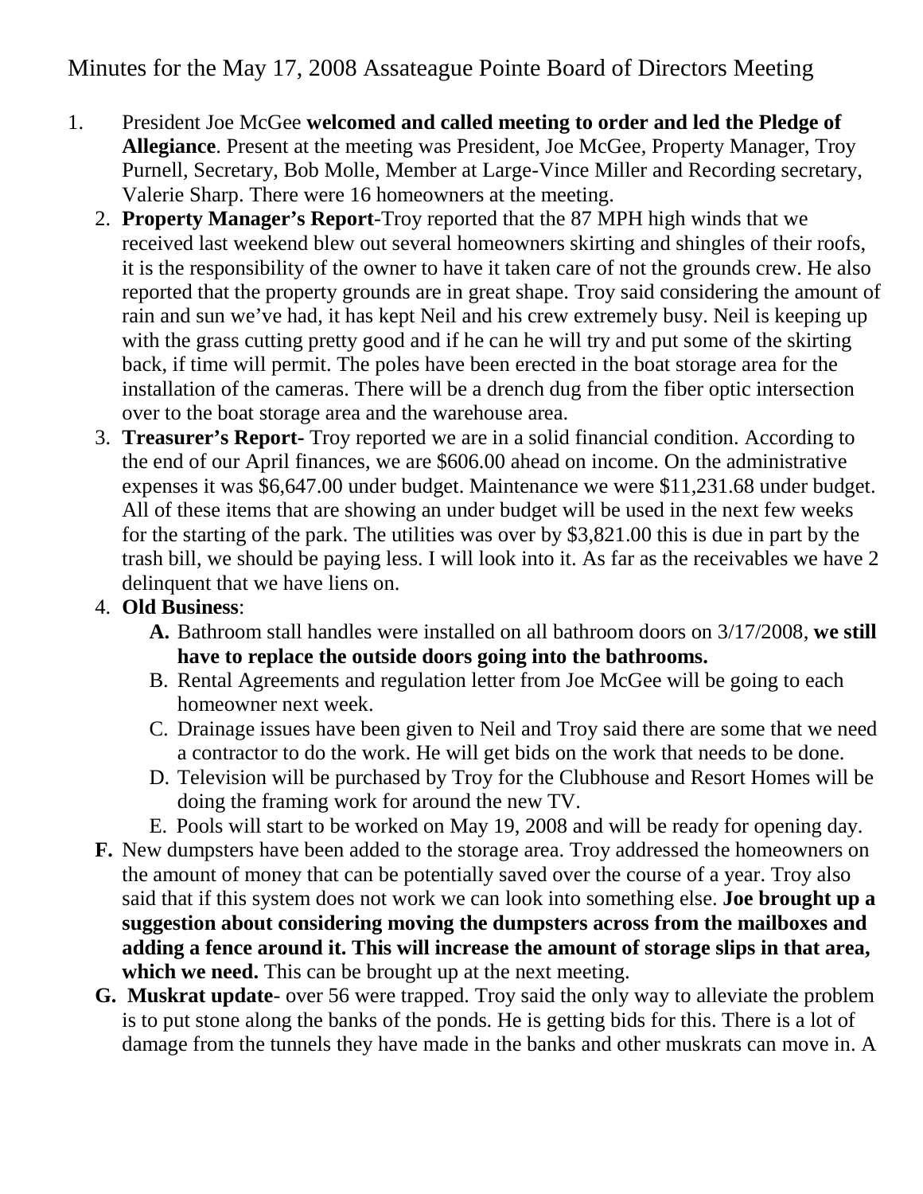# Minutes for the May 17, 2008 Assateague Pointe Board of Directors Meeting

1. President Joe McGee **welcomed and called meeting to order and led the Pledge of Allegiance**. Present at the meeting was President, Joe McGee, Property Manager, Troy Purnell, Secretary, Bob Molle, Member at Large-Vince Miller and Recording secretary, Valerie Sharp. There were 16 homeowners at the meeting.

2. **Property Manager's Report**-Troy reported that the 87 MPH high winds that we received last weekend blew out several homeowners skirting and shingles of their roofs, it is the responsibility of the owner to have it taken care of not the grounds crew. He also reported that the property grounds are in great shape. Troy said considering the amount of rain and sun we've had, it has kept Neil and his crew extremely busy. Neil is keeping up with the grass cutting pretty good and if he can he will try and put some of the skirting back, if time will permit. The poles have been erected in the boat storage area for the installation of the cameras. There will be a drench dug from the fiber optic intersection over to the boat storage area and the warehouse area.

3. **Treasurer's Report**- Troy reported we are in a solid financial condition. According to the end of our April finances, we are $606.00 ahead on income. On the administrative expenses it was $6,647.00 under budget. Maintenance we were $11,231.68 under budget. All of these items that are showing an under budget will be used in the next few weeks for the starting of the park. The utilities was over by $3,821.00 this is due in part by the trash bill, we should be paying less. I will look into it. As far as the receivables we have 2 delinquent that we have liens on.

4. **Old Business**:
   - **A.** Bathroom stall handles were installed on all bathroom doors on 3/17/2008, **we still have to replace the outside doors going into the bathrooms.**
   - B. Rental Agreements and regulation letter from Joe McGee will be going to each homeowner next week.
   - C. Drainage issues have been given to Neil and Troy said there are some that we need a contractor to do the work. He will get bids on the work that needs to be done.
   - D. Television will be purchased by Troy for the Clubhouse and Resort Homes will be doing the framing work for around the new TV.
   - E. Pools will start to be worked on May 19, 2008 and will be ready for opening day.
   - **F.** New dumpsters have been added to the storage area. Troy addressed the homeowners on the amount of money that can be potentially saved over the course of a year. Troy also said that if this system does not work we can look into something else. **Joe brought up a suggestion about considering moving the dumpsters across from the mailboxes and adding a fence around it. This will increase the amount of storage slips in that area, which we need.** This can be brought up at the next meeting.
   - **G. Muskrat update**- over 56 were trapped. Troy said the only way to alleviate the problem is to put stone along the banks of the ponds. He is getting bids for this. There is a lot of damage from the tunnels they have made in the banks and other muskrats can move in. A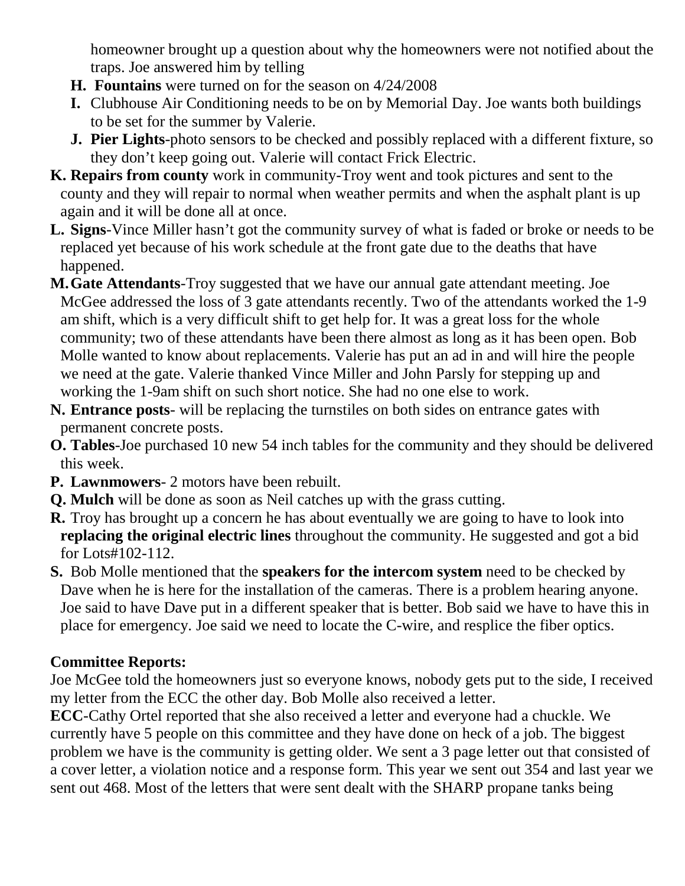homeowner brought up a question about why the homeowners were not notified about the traps. Joe answered him by telling

H. **Fountains** were turned on for the season on 4/24/2008

I. Clubhouse Air Conditioning needs to be on by Memorial Day. Joe wants both buildings to be set for the summer by Valerie.

J. **Pier Lights**-photo sensors to be checked and possibly replaced with a different fixture, so they don't keep going out. Valerie will contact Frick Electric.

K. **Repairs from county** work in community-Troy went and took pictures and sent to the county and they will repair to normal when weather permits and when the asphalt plant is up again and it will be done all at once.

L. **Signs**-Vince Miller hasn't got the community survey of what is faded or broke or needs to be replaced yet because of his work schedule at the front gate due to the deaths that have happened.

M. **Gate Attendants**-Troy suggested that we have our annual gate attendant meeting. Joe McGee addressed the loss of 3 gate attendants recently. Two of the attendants worked the 1-9 am shift, which is a very difficult shift to get help for. It was a great loss for the whole community; two of these attendants have been there almost as long as it has been open. Bob Molle wanted to know about replacements. Valerie has put an ad in and will hire the people we need at the gate. Valerie thanked Vince Miller and John Parsly for stepping up and working the 1-9am shift on such short notice. She had no one else to work.

N. **Entrance posts**- will be replacing the turnstiles on both sides on entrance gates with permanent concrete posts.

O. **Tables**-Joe purchased 10 new 54 inch tables for the community and they should be delivered this week.

P. **Lawnmowers**- 2 motors have been rebuilt.

Q. **Mulch** will be done as soon as Neil catches up with the grass cutting.

R. Troy has brought up a concern he has about eventually we are going to have to look into **replacing the original electric lines** throughout the community. He suggested and got a bid for Lots#102-112.

S. Bob Molle mentioned that the **speakers for the intercom system** need to be checked by Dave when he is here for the installation of the cameras. There is a problem hearing anyone. Joe said to have Dave put in a different speaker that is better. Bob said we have to have this in place for emergency. Joe said we need to locate the C-wire, and resplice the fiber optics.

**Committee Reports:**

Joe McGee told the homeowners just so everyone knows, nobody gets put to the side, I received my letter from the ECC the other day. Bob Molle also received a letter.

**ECC**-Cathy Ortel reported that she also received a letter and everyone had a chuckle. We currently have 5 people on this committee and they have done on heck of a job. The biggest problem we have is the community is getting older. We sent a 3 page letter out that consisted of a cover letter, a violation notice and a response form. This year we sent out 354 and last year we sent out 468. Most of the letters that were sent dealt with the SHARP propane tanks being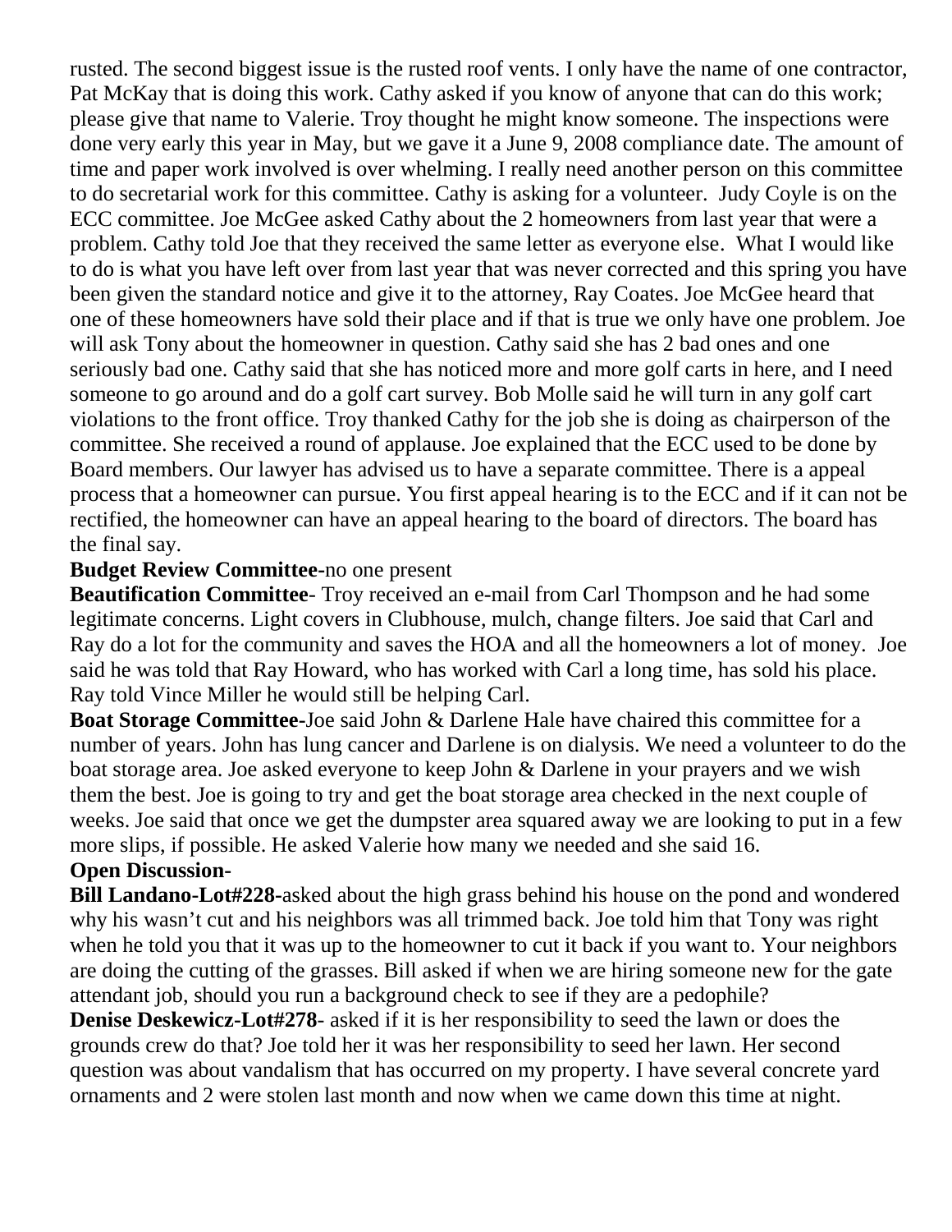rusted. The second biggest issue is the rusted roof vents. I only have the name of one contractor, Pat McKay that is doing this work. Cathy asked if you know of anyone that can do this work; please give that name to Valerie. Troy thought he might know someone. The inspections were done very early this year in May, but we gave it a June 9, 2008 compliance date. The amount of time and paper work involved is over whelming. I really need another person on this committee to do secretarial work for this committee. Cathy is asking for a volunteer. Judy Coyle is on the ECC committee. Joe McGee asked Cathy about the 2 homeowners from last year that were a problem. Cathy told Joe that they received the same letter as everyone else. What I would like to do is what you have left over from last year that was never corrected and this spring you have been given the standard notice and give it to the attorney, Ray Coates. Joe McGee heard that one of these homeowners have sold their place and if that is true we only have one problem. Joe will ask Tony about the homeowner in question. Cathy said she has 2 bad ones and one seriously bad one. Cathy said that she has noticed more and more golf carts in here, and I need someone to go around and do a golf cart survey. Bob Molle said he will turn in any golf cart violations to the front office. Troy thanked Cathy for the job she is doing as chairperson of the committee. She received a round of applause. Joe explained that the ECC used to be done by Board members. Our lawyer has advised us to have a separate committee. There is a appeal process that a homeowner can pursue. You first appeal hearing is to the ECC and if it can not be rectified, the homeowner can have an appeal hearing to the board of directors. The board has the final say.

**Budget Review Committee-**no one present

**Beautification Committee**- Troy received an e-mail from Carl Thompson and he had some legitimate concerns. Light covers in Clubhouse, mulch, change filters. Joe said that Carl and Ray do a lot for the community and saves the HOA and all the homeowners a lot of money. Joe said he was told that Ray Howard, who has worked with Carl a long time, has sold his place. Ray told Vince Miller he would still be helping Carl.

**Boat Storage Committee-**Joe said John & Darlene Hale have chaired this committee for a number of years. John has lung cancer and Darlene is on dialysis. We need a volunteer to do the boat storage area. Joe asked everyone to keep John & Darlene in your prayers and we wish them the best. Joe is going to try and get the boat storage area checked in the next couple of weeks. Joe said that once we get the dumpster area squared away we are looking to put in a few more slips, if possible. He asked Valerie how many we needed and she said 16.

**Open Discussion-**

**Bill Landano-Lot#228-**asked about the high grass behind his house on the pond and wondered why his wasn't cut and his neighbors was all trimmed back. Joe told him that Tony was right when he told you that it was up to the homeowner to cut it back if you want to. Your neighbors are doing the cutting of the grasses. Bill asked if when we are hiring someone new for the gate attendant job, should you run a background check to see if they are a pedophile?

**Denise Deskewicz-Lot#278**- asked if it is her responsibility to seed the lawn or does the grounds crew do that? Joe told her it was her responsibility to seed her lawn. Her second question was about vandalism that has occurred on my property. I have several concrete yard ornaments and 2 were stolen last month and now when we came down this time at night.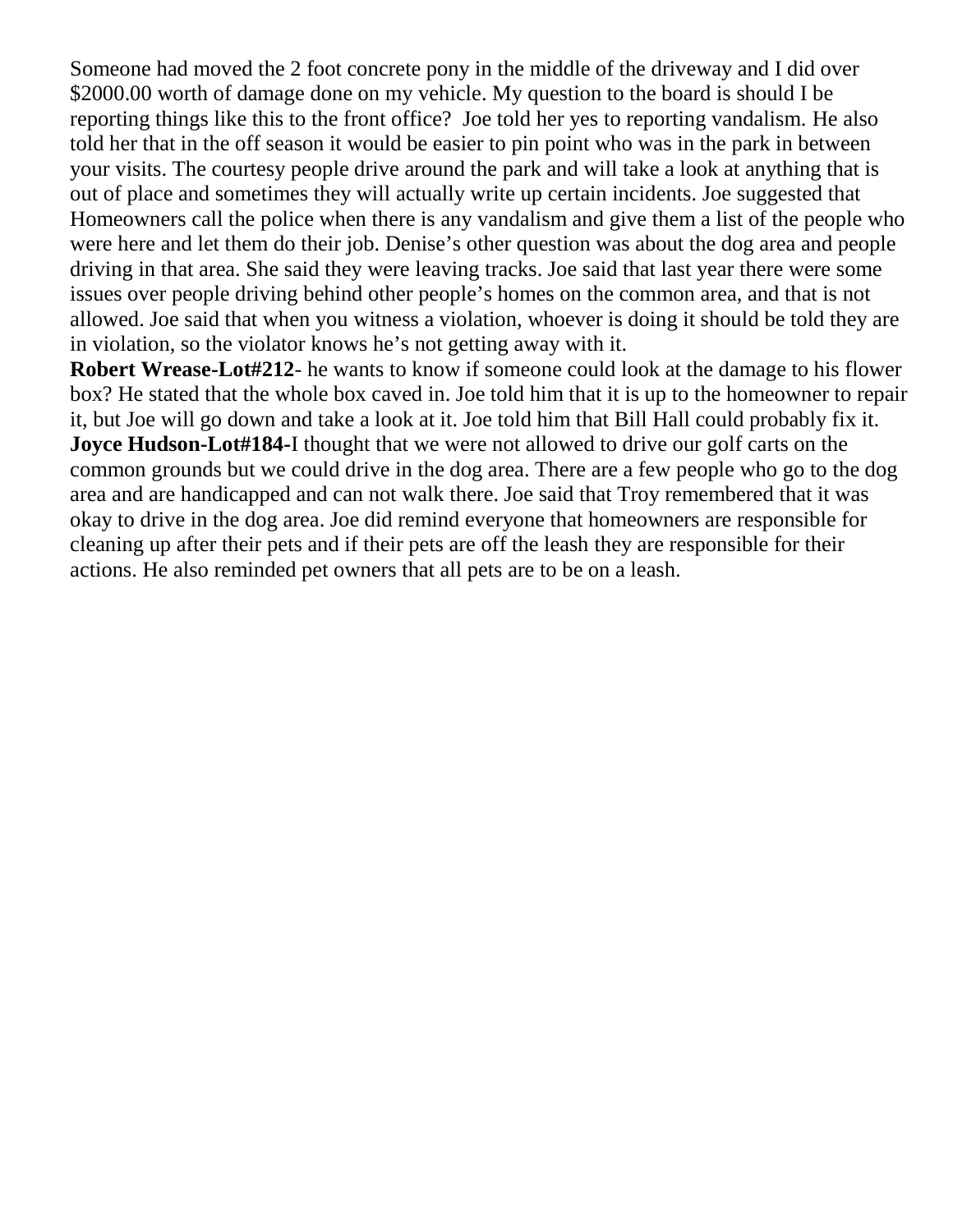Someone had moved the 2 foot concrete pony in the middle of the driveway and I did over $2000.00 worth of damage done on my vehicle. My question to the board is should I be reporting things like this to the front office? Joe told her yes to reporting vandalism. He also told her that in the off season it would be easier to pin point who was in the park in between your visits. The courtesy people drive around the park and will take a look at anything that is out of place and sometimes they will actually write up certain incidents. Joe suggested that Homeowners call the police when there is any vandalism and give them a list of the people who were here and let them do their job. Denise's other question was about the dog area and people driving in that area. She said they were leaving tracks. Joe said that last year there were some issues over people driving behind other people's homes on the common area, and that is not allowed. Joe said that when you witness a violation, whoever is doing it should be told they are in violation, so the violator knows he's not getting away with it.

**Robert Wrease-Lot#212**- he wants to know if someone could look at the damage to his flower box? He stated that the whole box caved in. Joe told him that it is up to the homeowner to repair it, but Joe will go down and take a look at it. Joe told him that Bill Hall could probably fix it.

**Joyce Hudson-Lot#184-**I thought that we were not allowed to drive our golf carts on the common grounds but we could drive in the dog area. There are a few people who go to the dog area and are handicapped and can not walk there. Joe said that Troy remembered that it was okay to drive in the dog area. Joe did remind everyone that homeowners are responsible for cleaning up after their pets and if their pets are off the leash they are responsible for their actions. He also reminded pet owners that all pets are to be on a leash.